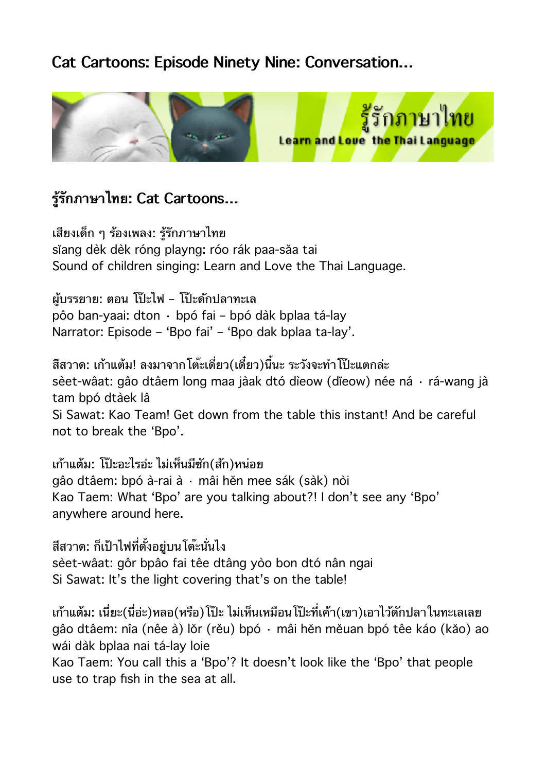# Cat Cartoons: Episode Ninety Nine: Conversation...

## รู้รักภาษาไทย: Cat Cartoons...

เสียงเด็ก ๆ ร้องเพลง: รู้รักภาษาไทย
sĭang dèk dèk róng playng: róo rák paa-săa tai
Sound of children singing: Learn and Love the Thai Language.

ผู้บรรยาย: ตอน โป๊ะไฟ – โป๊ะดักปลาทะเล
pôo ban-yaai: dton · bpó fai – bpó dàk bplaa tá-lay
Narrator: Episode – 'Bpo fai' – 'Bpo dak bplaa ta-lay'.

สีสวาด: เก้าแต้ม! ลงมาจากโต๊ะเดี่ยว(เดี๋ยว)นี้นะ ระวังจะทำโป๊ะแตกล่ะ
sèet-wâat: gâo dtâem long maa jàak dtó dìeow (dĭeow) née ná · rá-wang jà tam bpó dtàek lâ
Si Sawat: Kao Team! Get down from the table this instant! And be careful not to break the 'Bpo'.

เก้าแต้ม: โป๊ะอะไรอ่ะ ไม่เห็นมีซัก(สัก)หน่อย
gâo dtâem: bpó à-rai à · mâi hĕn mee sák (sàk) nòi
Kao Taem: What 'Bpo' are you talking about?! I don't see any 'Bpo' anywhere around here.

สีสวาด: ก็เป้าไฟที่ตั้งอยู่บนโต๊ะนั่นไง
sèet-wâat: gôr bpâo fai têe dtâng yòo bon dtó nân ngai
Si Sawat: It's the light covering that's on the table!

เก้าแต้ม: เนี่ยะ(นี่อ่ะ)หลอ(หรือ)โป๊ะ ไม่เห็นเหมือนโป๊ะที่เค้า(เขา)เอาไว้ดักปลาในทะเลเลย
gâo dtâem: nîa (nêe à) lŏr (rĕu) bpó · mâi hĕn mĕuan bpó têe káo (kăo) ao wái dàk bplaa nai tá-lay loie
Kao Taem: You call this a 'Bpo'? It doesn't look like the 'Bpo' that people use to trap fish in the sea at all.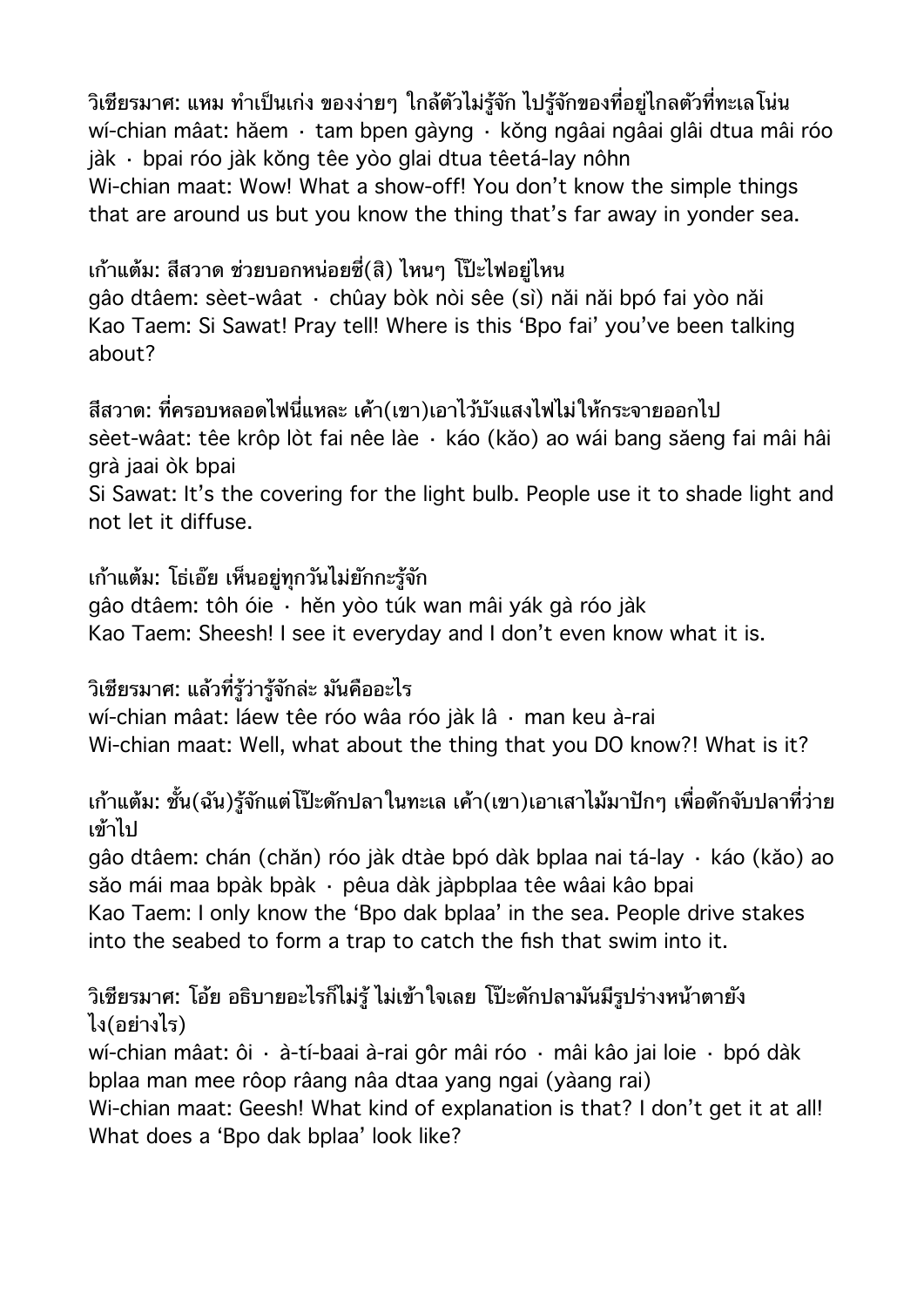วิเชียรมาศ: แหม ทำเป็นเก่ง ของง่ายๆ ใกล้ตัวไม่รู้จัก ไปรู้จักของที่อยู่ไกลตัวที่ทะเลโน่น
wí-chian mâat: hǎem · tam bpen gàyng · kǒng ngâai ngâai glâi dtua mâi róo jàk · bpai róo jàk kǒng têe yòo glai dtua têetá-lay nôhn
Wi-chian maat: Wow! What a show-off! You don't know the simple things that are around us but you know the thing that's far away in yonder sea.

เก้าแต้ม: สีสวาด ช่วยบอกหน่อยซี่(สิ) ไหนๆ โป๊ะไฟอยู่ไหน
gâo dtâem: sèet-wâat · chûay bòk nòi sêe (sì) nǎi nǎi bpó fai yòo nǎi
Kao Taem: Si Sawat! Pray tell! Where is this 'Bpo fai' you've been talking about?

สีสวาด: ที่ครอบหลอดไฟนี่แหละ เค้า(เขา)เอาไว้บังแสงไฟไม่ให้กระจายออกไป
sèet-wâat: têe krôp lòt fai nêe làe · káo (kǎo) ao wái bang sǎeng fai mâi hâi grà jaai òk bpai
Si Sawat: It's the covering for the light bulb. People use it to shade light and not let it diffuse.

เก้าแต้ม: โธ่เอ๊ย เห็นอยู่ทุกวันไม่ยักกะรู้จัก
gâo dtâem: tôh óie · hěn yòo túk wan mâi yák gà róo jàk
Kao Taem: Sheesh! I see it everyday and I don't even know what it is.

วิเชียรมาศ: แล้วที่รู้ว่ารู้จักล่ะ มันคืออะไร
wí-chian mâat: láew têe róo wâa róo jàk lâ · man keu à-rai
Wi-chian maat: Well, what about the thing that you DO know?! What is it?

เก้าแต้ม: ชั้น(ฉัน)รู้จักแต่โป๊ะดักปลาในทะเล เค้า(เขา)เอาเสาไม้มาปักๆ เพื่อดักจับปลาที่ว่ายเข้าไป
gâo dtâem: chán (chǎn) róo jàk dtàe bpó dàk bplaa nai tá-lay · káo (kǎo) ao sǎo mái maa bpàk bpàk · pêua dàk jàpbplaa têe wâai kâo bpai
Kao Taem: I only know the 'Bpo dak bplaa' in the sea. People drive stakes into the seabed to form a trap to catch the fish that swim into it.

วิเชียรมาศ: โอ้ย อธิบายอะไรก็ไม่รู้ ไม่เข้าใจเลย โป๊ะดักปลามันมีรูปร่างหน้าตายังไง(อย่างไร)
wí-chian mâat: ôi · à-tí-baai à-rai gôr mâi róo · mâi kâo jai loie · bpó dàk bplaa man mee rôop râang nâa dtaa yang ngai (yàang rai)
Wi-chian maat: Geesh! What kind of explanation is that? I don't get it at all! What does a 'Bpo dak bplaa' look like?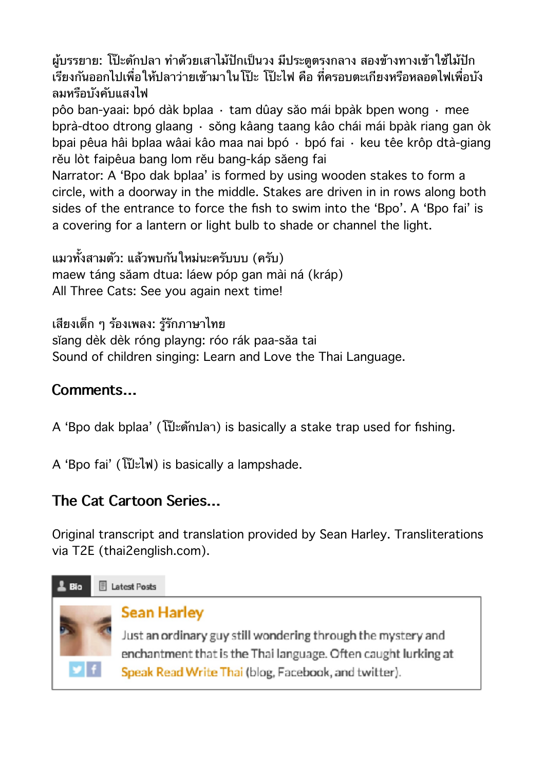ผู้บรรยาย: โป๊ะดักปลา ทำด้วยเสาไม้ปักเป็นวง มีประตูตรงกลาง สองข้างทางเข้าใช้ไม้ปักเรียงกันออกไปเพื่อให้ปลาว่ายเข้ามาในโป๊ะ โป๊ะไฟ คือ ที่ครอบตะเกียงหรือหลอดไฟเพื่อบังลมหรือบังคับแสงไฟ
pôo ban-yaai: bpó dàk bplaa · tam dûay sǎo mái bpàk bpen wong · mee bprà-dtoo dtrong glaang · sǒng kâang taang kâo chái mái bpàk riang gan òk bpai pêua hâi bplaa wâai kâo maa nai bpó · bpó fai · keu têe krôp dtà-giang rěu lòt faipêua bang lom rěu bang-káp sǎeng fai
Narrator: A 'Bpo dak bplaa' is formed by using wooden stakes to form a circle, with a doorway in the middle. Stakes are driven in in rows along both sides of the entrance to force the fish to swim into the 'Bpo'. A 'Bpo fai' is a covering for a lantern or light bulb to shade or channel the light.

แมวทั้งสามตัว: แล้วพบกันใหม่นะครับบบ (ครับ)
maew táng sǎam dtua: láew póp gan mài ná (kráp)
All Three Cats: See you again next time!

เสียงเด็ก ๆ ร้องเพลง: รู้รักภาษาไทย
sǐang dèk dèk róng playng: róo rák paa-sǎa tai
Sound of children singing: Learn and Love the Thai Language.

## Comments...

A 'Bpo dak bplaa' (โป๊ะดักปลา) is basically a stake trap used for fishing.

A 'Bpo fai' (โป๊ะไฟ) is basically a lampshade.

## The Cat Cartoon Series...

Original transcript and translation provided by Sean Harley. Transliterations via T2E (thai2english.com).

Bio | Latest Posts

**Sean Harley**

Just an ordinary guy still wondering through the mystery and enchantment that is the Thai language. Often caught lurking at Speak Read Write Thai (blog, Facebook, and twitter).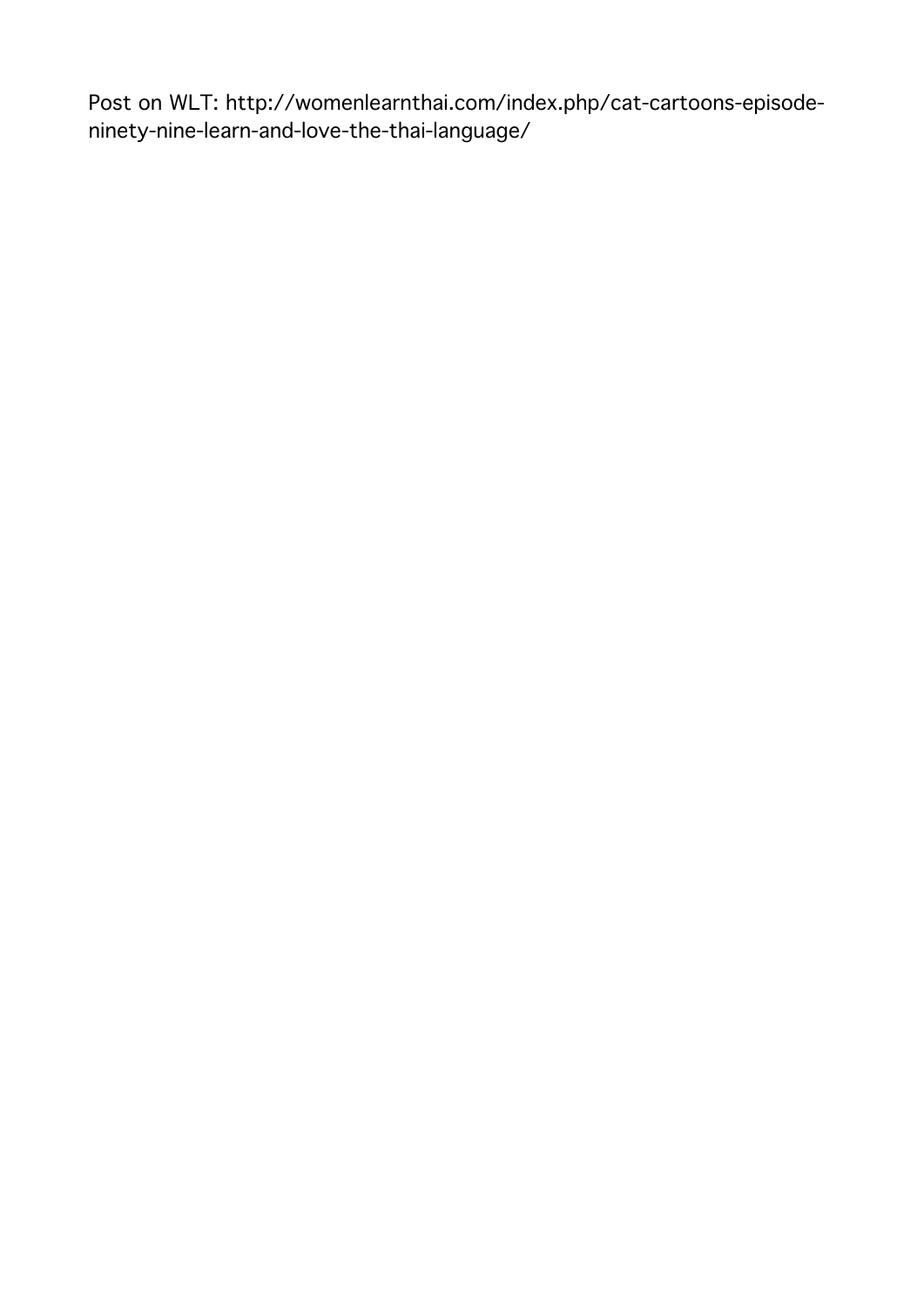Post on WLT: http://womenlearnthai.com/index.php/cat-cartoons-episode-ninety-nine-learn-and-love-the-thai-language/